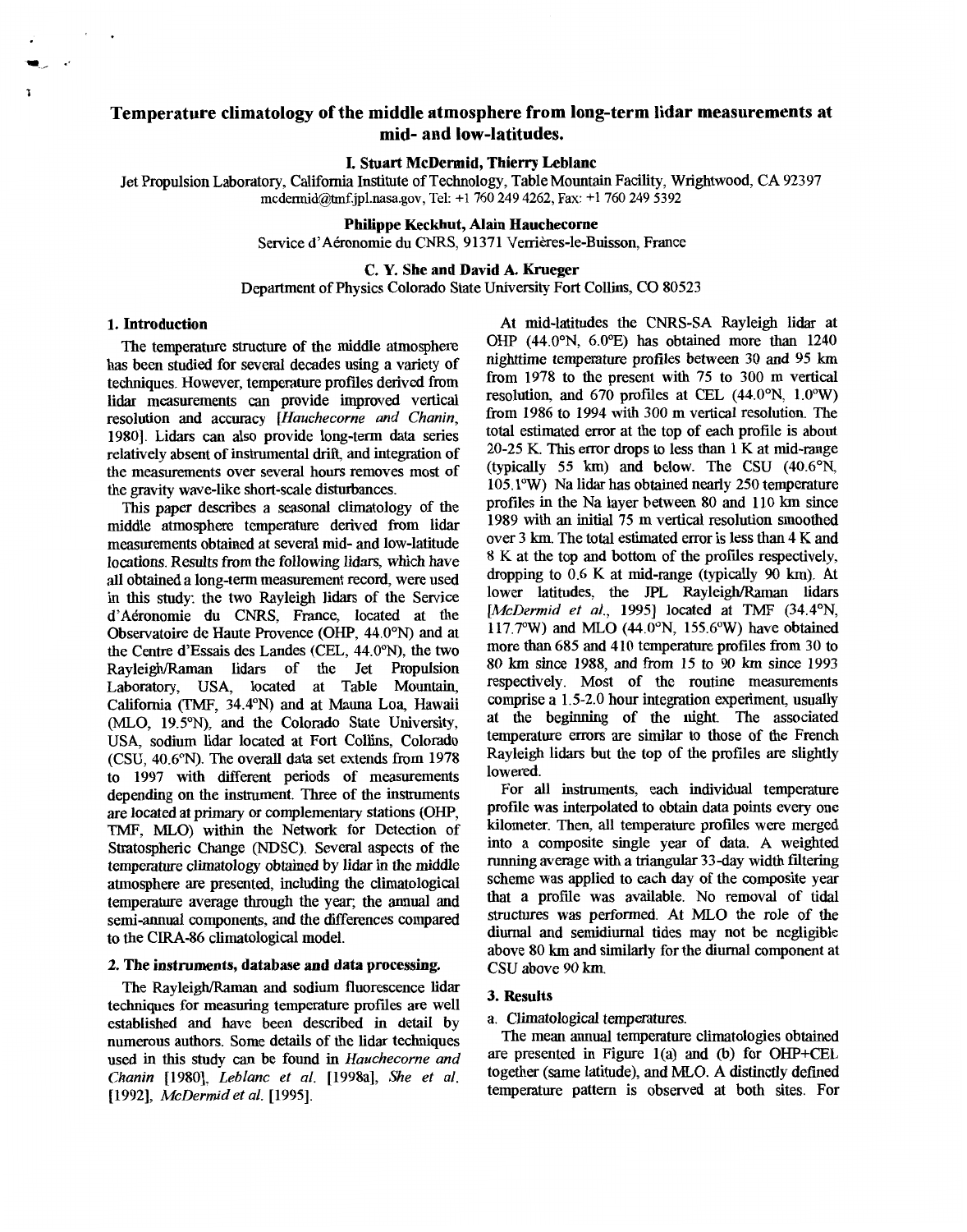# Temperature climatology of the middle atmosphere from long-term lidar measurements at mid- and low-latitudes.

**I. Stuart McDermid, Thierry Leblanc**

Jet Propulsion Laboratory, California Institute of Technology, Table Mountain Facility, Wrightwood, CA 92397
mcdermid@tmf.jpl.nasa.gov, Tel: +1 760 249 4262, Fax: +1 760 249 5392

**Philippe Keckhut, Alain Hauchecorne**

Service d'Aéronomie du CNRS, 91371 Verrières-le-Buisson, France

**C. Y. She and David A. Krueger**

Department of Physics Colorado State University Fort Collins, CO 80523

## 1. Introduction

The temperature structure of the middle atmosphere has been studied for several decades using a variety of techniques. However, temperature profiles derived from lidar measurements can provide improved vertical resolution and accuracy [*Hauchecorne and Chanin*, 1980]. Lidars can also provide long-term data series relatively absent of instrumental drift, and integration of the measurements over several hours removes most of the gravity wave-like short-scale disturbances.

This paper describes a seasonal climatology of the middle atmosphere temperature derived from lidar measurements obtained at several mid- and low-latitude locations. Results from the following lidars, which have all obtained a long-term measurement record, were used in this study: the two Rayleigh lidars of the Service d'Aéronomie du CNRS, France, located at the Observatoire de Haute Provence (OHP, 44.0°N) and at the Centre d'Essais des Landes (CEL, 44.0°N), the two Rayleigh/Raman lidars of the Jet Propulsion Laboratory, USA, located at Table Mountain, California (TMF, 34.4°N) and at Mauna Loa, Hawaii (MLO, 19.5°N), and the Colorado State University, USA, sodium lidar located at Fort Collins, Colorado (CSU, 40.6°N). The overall data set extends from 1978 to 1997 with different periods of measurements depending on the instrument. Three of the instruments are located at primary or complementary stations (OHP, TMF, MLO) within the Network for Detection of Stratospheric Change (NDSC). Several aspects of the temperature climatology obtained by lidar in the middle atmosphere are presented, including the climatological temperature average through the year; the annual and semi-annual components, and the differences compared to the CIRA-86 climatological model.

## 2. The instruments, database and data processing.

The Rayleigh/Raman and sodium fluorescence lidar techniques for measuring temperature profiles are well established and have been described in detail by numerous authors. Some details of the lidar techniques used in this study can be found in *Hauchecorne and Chanin* [1980], *Leblanc et al.* [1998a], *She et al.* [1992], *McDermid et al.* [1995].

At mid-latitudes the CNRS-SA Rayleigh lidar at OHP (44.0°N, 6.0°E) has obtained more than 1240 nighttime temperature profiles between 30 and 95 km from 1978 to the present with 75 to 300 m vertical resolution, and 670 profiles at CEL (44.0°N, 1.0°W) from 1986 to 1994 with 300 m vertical resolution. The total estimated error at the top of each profile is about 20-25 K. This error drops to less than 1 K at mid-range (typically 55 km) and below. The CSU (40.6°N, 105.1°W) Na lidar has obtained nearly 250 temperature profiles in the Na layer between 80 and 110 km since 1989 with an initial 75 m vertical resolution smoothed over 3 km. The total estimated error is less than 4 K and 8 K at the top and bottom of the profiles respectively, dropping to 0.6 K at mid-range (typically 90 km). At lower latitudes, the JPL Rayleigh/Raman lidars [*McDermid et al.*, 1995] located at TMF (34.4°N, 117.7°W) and MLO (44.0°N, 155.6°W) have obtained more than 685 and 410 temperature profiles from 30 to 80 km since 1988, and from 15 to 90 km since 1993 respectively. Most of the routine measurements comprise a 1.5-2.0 hour integration experiment, usually at the beginning of the night. The associated temperature errors are similar to those of the French Rayleigh lidars but the top of the profiles are slightly lowered.

For all instruments, each individual temperature profile was interpolated to obtain data points every one kilometer. Then, all temperature profiles were merged into a composite single year of data. A weighted running average with a triangular 33-day width filtering scheme was applied to each day of the composite year that a profile was available. No removal of tidal structures was performed. At MLO the role of the diurnal and semidiurnal tides may not be negligible above 80 km and similarly for the diurnal component at CSU above 90 km.

## 3. Results

a. Climatological temperatures.

The mean annual temperature climatologies obtained are presented in Figure 1(a) and (b) for OHP+CEL together (same latitude), and MLO. A distinctly defined temperature pattern is observed at both sites. For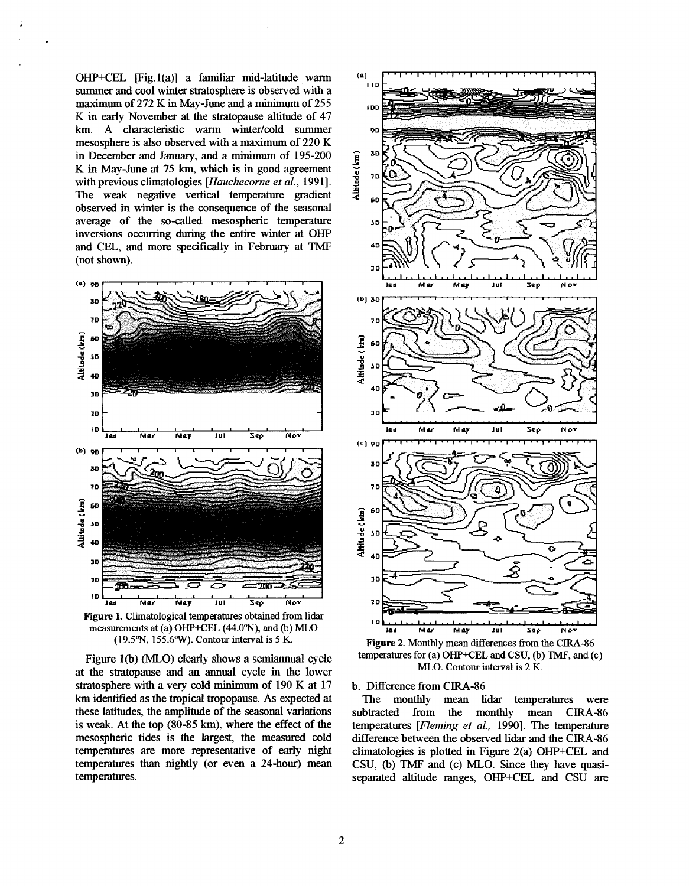OHP+CEL [Fig.1(a)] a familiar mid-latitude warm summer and cool winter stratosphere is observed with a maximum of 272 K in May-June and a minimum of 255 K in early November at the stratopause altitude of 47 km. A characteristic warm winter/cold summer mesosphere is also observed with a maximum of 220 K in December and January, and a minimum of 195-200 K in May-June at 75 km, which is in good agreement with previous climatologies [*Hauchecorne et al.*, 1991]. The weak negative vertical temperature gradient observed in winter is the consequence of the seasonal average of the so-called mesospheric temperature inversions occurring during the entire winter at OHP and CEL, and more specifically in February at TMF (not shown).

**Figure 1.** Climatological temperatures obtained from lidar measurements at (a) OHP+CEL (44.0°N), and (b) MLO (19.5°N, 155.6°W). Contour interval is 5 K.

Figure 1(b) (MLO) clearly shows a semiannual cycle at the stratopause and an annual cycle in the lower stratosphere with a very cold minimum of 190 K at 17 km identified as the tropical tropopause. As expected at these latitudes, the amplitude of the seasonal variations is weak. At the top (80-85 km), where the effect of the mesospheric tides is the largest, the measured cold temperatures are more representative of early night temperatures than nightly (or even a 24-hour) mean temperatures.

**Figure 2.** Monthly mean differences from the CIRA-86 temperatures for (a) OHP+CEL and CSU, (b) TMF, and (c) MLO. Contour interval is 2 K.

b. Difference from CIRA-86

The monthly mean lidar temperatures were subtracted from the monthly mean CIRA-86 temperatures [*Fleming et al.*, 1990]. The temperature difference between the observed lidar and the CIRA-86 climatologies is plotted in Figure 2(a) OHP+CEL and CSU, (b) TMF and (c) MLO. Since they have quasi-separated altitude ranges, OHP+CEL and CSU are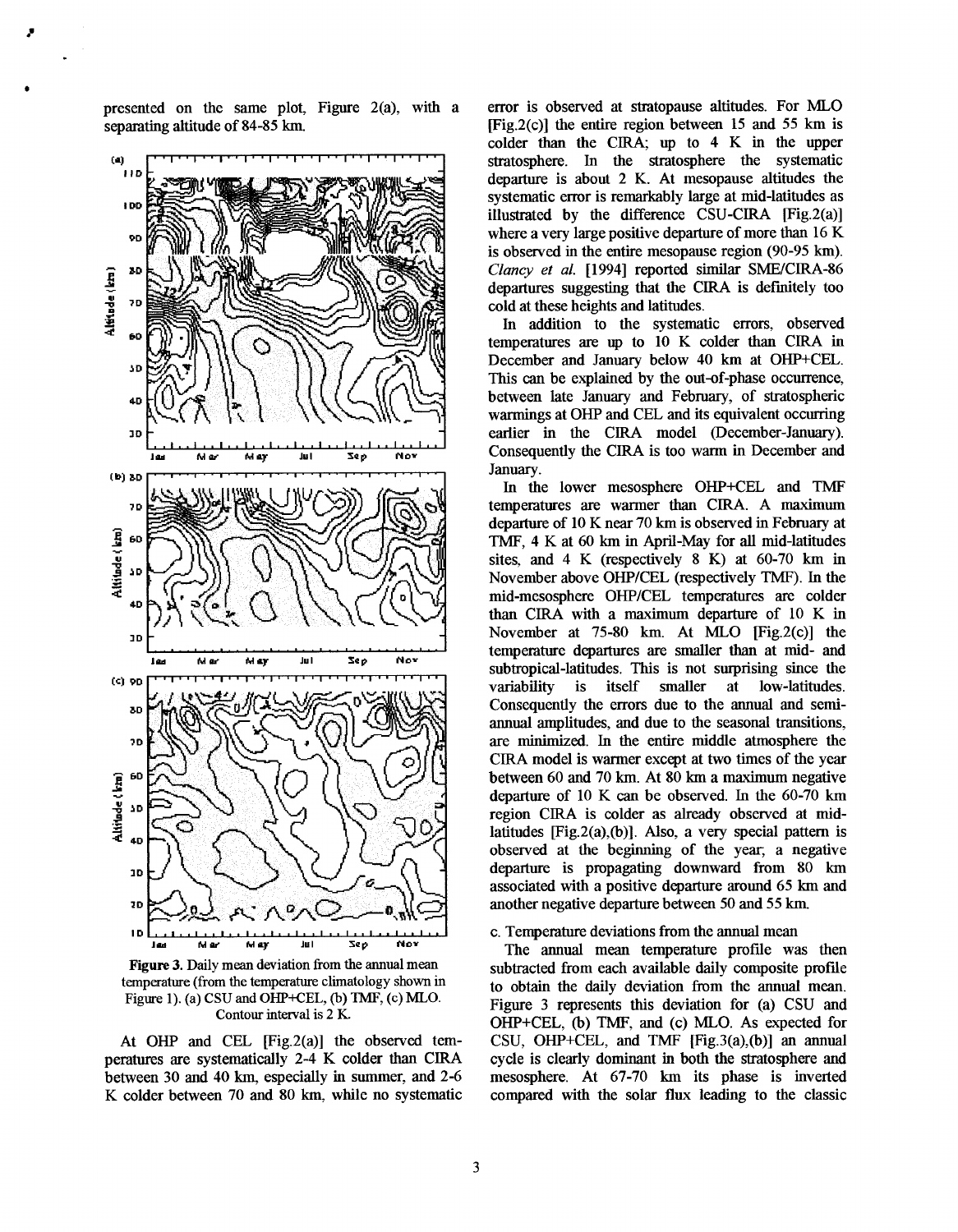presented on the same plot, Figure 2(a), with a separating altitude of 84-85 km.

**Figure 3.** Daily mean deviation from the annual mean temperature (from the temperature climatology shown in Figure 1). (a) CSU and OHP+CEL, (b) TMF, (c) MLO. Contour interval is 2 K.

At OHP and CEL [Fig.2(a)] the observed temperatures are systematically 2-4 K colder than CIRA between 30 and 40 km, especially in summer, and 2-6 K colder between 70 and 80 km, while no systematic error is observed at stratopause altitudes. For MLO [Fig.2(c)] the entire region between 15 and 55 km is colder than the CIRA; up to 4 K in the upper stratosphere. In the stratosphere the systematic departure is about 2 K. At mesopause altitudes the systematic error is remarkably large at mid-latitudes as illustrated by the difference CSU-CIRA [Fig.2(a)] where a very large positive departure of more than 16 K is observed in the entire mesopause region (90-95 km). *Clancy et al.* [1994] reported similar SME/CIRA-86 departures suggesting that the CIRA is definitely too cold at these heights and latitudes.

In addition to the systematic errors, observed temperatures are up to 10 K colder than CIRA in December and January below 40 km at OHP+CEL. This can be explained by the out-of-phase occurrence, between late January and February, of stratospheric warmings at OHP and CEL and its equivalent occurring earlier in the CIRA model (December-January). Consequently the CIRA is too warm in December and January.

In the lower mesosphere OHP+CEL and TMF temperatures are warmer than CIRA. A maximum departure of 10 K near 70 km is observed in February at TMF, 4 K at 60 km in April-May for all mid-latitudes sites, and 4 K (respectively 8 K) at 60-70 km in November above OHP/CEL (respectively TMF). In the mid-mesosphere OHP/CEL temperatures are colder than CIRA with a maximum departure of 10 K in November at 75-80 km. At MLO [Fig.2(c)] the temperature departures are smaller than at mid- and subtropical-latitudes. This is not surprising since the variability is itself smaller at low-latitudes. Consequently the errors due to the annual and semi-annual amplitudes, and due to the seasonal transitions, are minimized. In the entire middle atmosphere the CIRA model is warmer except at two times of the year between 60 and 70 km. At 80 km a maximum negative departure of 10 K can be observed. In the 60-70 km region CIRA is colder as already observed at mid-latitudes [Fig.2(a),(b)]. Also, a very special pattern is observed at the beginning of the year; a negative departure is propagating downward from 80 km associated with a positive departure around 65 km and another negative departure between 50 and 55 km.

c. Temperature deviations from the annual mean

The annual mean temperature profile was then subtracted from each available daily composite profile to obtain the daily deviation from the annual mean. Figure 3 represents this deviation for (a) CSU and OHP+CEL, (b) TMF, and (c) MLO. As expected for CSU, OHP+CEL, and TMF [Fig.3(a),(b)] an annual cycle is clearly dominant in both the stratosphere and mesosphere. At 67-70 km its phase is inverted compared with the solar flux leading to the classic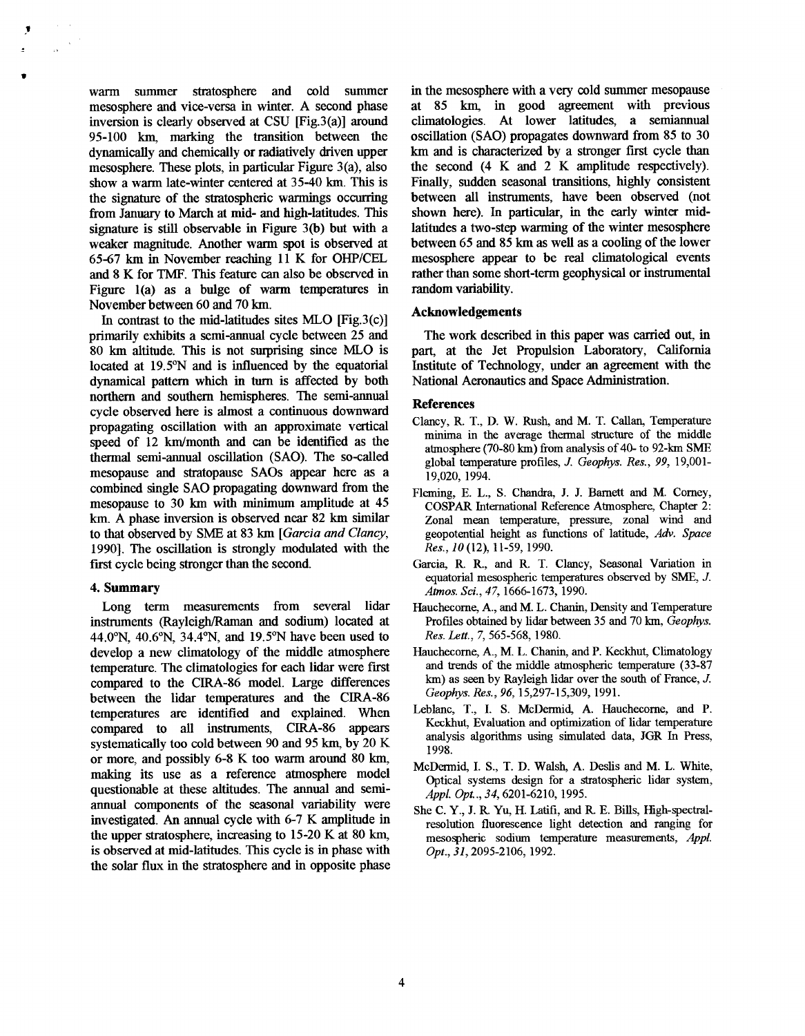warm summer stratosphere and cold summer mesosphere and vice-versa in winter. A second phase inversion is clearly observed at CSU [Fig.3(a)] around 95-100 km, marking the transition between the dynamically and chemically or radiatively driven upper mesosphere. These plots, in particular Figure 3(a), also show a warm late-winter centered at 35-40 km. This is the signature of the stratospheric warmings occurring from January to March at mid- and high-latitudes. This signature is still observable in Figure 3(b) but with a weaker magnitude. Another warm spot is observed at 65-67 km in November reaching 11 K for OHP/CEL and 8 K for TMF. This feature can also be observed in Figure 1(a) as a bulge of warm temperatures in November between 60 and 70 km.

In contrast to the mid-latitudes sites MLO [Fig.3(c)] primarily exhibits a semi-annual cycle between 25 and 80 km altitude. This is not surprising since MLO is located at 19.5°N and is influenced by the equatorial dynamical pattern which in turn is affected by both northern and southern hemispheres. The semi-annual cycle observed here is almost a continuous downward propagating oscillation with an approximate vertical speed of 12 km/month and can be identified as the thermal semi-annual oscillation (SAO). The so-called mesopause and stratopause SAOs appear here as a combined single SAO propagating downward from the mesopause to 30 km with minimum amplitude at 45 km. A phase inversion is observed near 82 km similar to that observed by SME at 83 km [*Garcia and Clancy*, 1990]. The oscillation is strongly modulated with the first cycle being stronger than the second.

## 4. Summary

Long term measurements from several lidar instruments (Rayleigh/Raman and sodium) located at 44.0°N, 40.6°N, 34.4°N, and 19.5°N have been used to develop a new climatology of the middle atmosphere temperature. The climatologies for each lidar were first compared to the CIRA-86 model. Large differences between the lidar temperatures and the CIRA-86 temperatures are identified and explained. When compared to all instruments, CIRA-86 appears systematically too cold between 90 and 95 km, by 20 K or more, and possibly 6-8 K too warm around 80 km, making its use as a reference atmosphere model questionable at these altitudes. The annual and semi-annual components of the seasonal variability were investigated. An annual cycle with 6-7 K amplitude in the upper stratosphere, increasing to 15-20 K at 80 km, is observed at mid-latitudes. This cycle is in phase with the solar flux in the stratosphere and in opposite phase in the mesosphere with a very cold summer mesopause at 85 km, in good agreement with previous climatologies. At lower latitudes, a semiannual oscillation (SAO) propagates downward from 85 to 30 km and is characterized by a stronger first cycle than the second (4 K and 2 K amplitude respectively). Finally, sudden seasonal transitions, highly consistent between all instruments, have been observed (not shown here). In particular, in the early winter mid-latitudes a two-step warming of the winter mesosphere between 65 and 85 km as well as a cooling of the lower mesosphere appear to be real climatological events rather than some short-term geophysical or instrumental random variability.

## Acknowledgements

The work described in this paper was carried out, in part, at the Jet Propulsion Laboratory, California Institute of Technology, under an agreement with the National Aeronautics and Space Administration.

## References

Clancy, R. T., D. W. Rush, and M. T. Callan, Temperature minima in the average thermal structure of the middle atmosphere (70-80 km) from analysis of 40- to 92-km SME global temperature profiles, *J. Geophys. Res.*, *99*, 19,001-19,020, 1994.

Fleming, E. L., S. Chandra, J. J. Barnett and M. Corney, COSPAR International Reference Atmosphere, Chapter 2: Zonal mean temperature, pressure, zonal wind and geopotential height as functions of latitude, *Adv. Space Res.*, *10* (12), 11-59, 1990.

Garcia, R. R., and R. T. Clancy, Seasonal Variation in equatorial mesospheric temperatures observed by SME, *J. Atmos. Sci.*, *47*, 1666-1673, 1990.

Hauchecorne, A., and M. L. Chanin, Density and Temperature Profiles obtained by lidar between 35 and 70 km, *Geophys. Res. Lett.*, *7*, 565-568, 1980.

Hauchecorne, A., M. L. Chanin, and P. Keckhut, Climatology and trends of the middle atmospheric temperature (33-87 km) as seen by Rayleigh lidar over the south of France, *J. Geophys. Res.*, *96*, 15,297-15,309, 1991.

Leblanc, T., I. S. McDermid, A. Hauchecorne, and P. Keckhut, Evaluation and optimization of lidar temperature analysis algorithms using simulated data, JGR In Press, 1998.

McDermid, I. S., T. D. Walsh, A. Deslis and M. L. White, Optical systems design for a stratospheric lidar system, *Appl. Opt.*, *34*, 6201-6210, 1995.

She C. Y., J. R. Yu, H. Latifi, and R. E. Bills, High-spectral-resolution fluorescence light detection and ranging for mesospheric sodium temperature measurements, *Appl. Opt.*, *31*, 2095-2106, 1992.